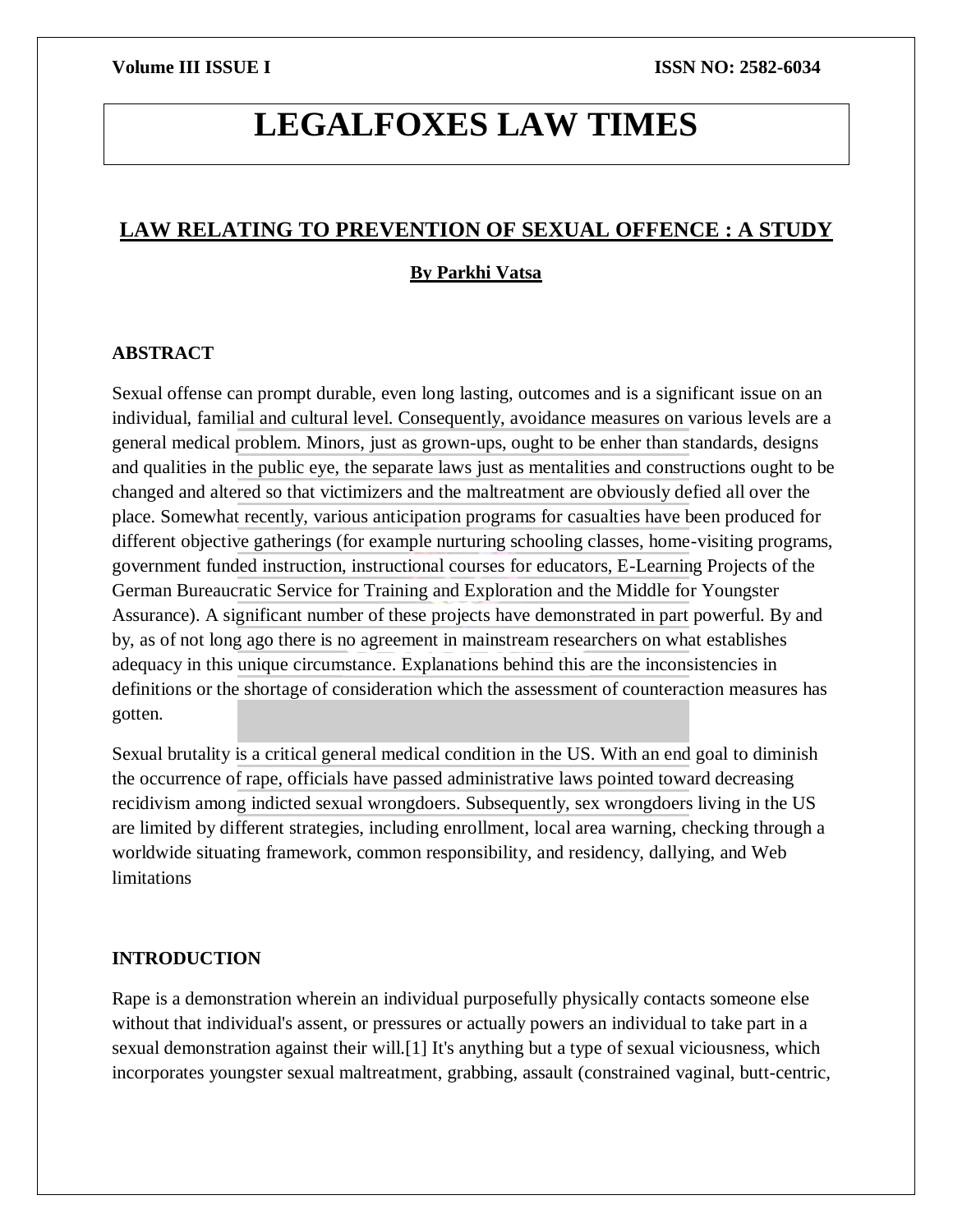# LEGALFOXES LAW TIMES

## LAW RELATING TO PREVENTION OF SEXUAL OFFENCE : A STUDY

**By Parkhi Vatsa**

### ABSTRACT

Sexual offense can prompt durable, even long lasting, outcomes and is a significant issue on an individual, familial and cultural level. Consequently, avoidance measures on various levels are a general medical problem. Minors, just as grown-ups, ought to be enher than standards, designs and qualities in the public eye, the separate laws just as mentalities and constructions ought to be changed and altered so that victimizers and the maltreatment are obviously defied all over the place. Somewhat recently, various anticipation programs for casualties have been produced for different objective gatherings (for example nurturing schooling classes, home-visiting programs, government funded instruction, instructional courses for educators, E-Learning Projects of the German Bureaucratic Service for Training and Exploration and the Middle for Youngster Assurance). A significant number of these projects have demonstrated in part powerful. By and by, as of not long ago there is no agreement in mainstream researchers on what establishes adequacy in this unique circumstance. Explanations behind this are the inconsistencies in definitions or the shortage of consideration which the assessment of counteraction measures has gotten.

Sexual brutality is a critical general medical condition in the US. With an end goal to diminish the occurrence of rape, officials have passed administrative laws pointed toward decreasing recidivism among indicted sexual wrongdoers. Subsequently, sex wrongdoers living in the US are limited by different strategies, including enrollment, local area warning, checking through a worldwide situating framework, common responsibility, and residency, dallying, and Web limitations

### INTRODUCTION

Rape is a demonstration wherein an individual purposefully physically contacts someone else without that individual's assent, or pressures or actually powers an individual to take part in a sexual demonstration against their will.[1] It's anything but a type of sexual viciousness, which incorporates youngster sexual maltreatment, grabbing, assault (constrained vaginal, butt-centric,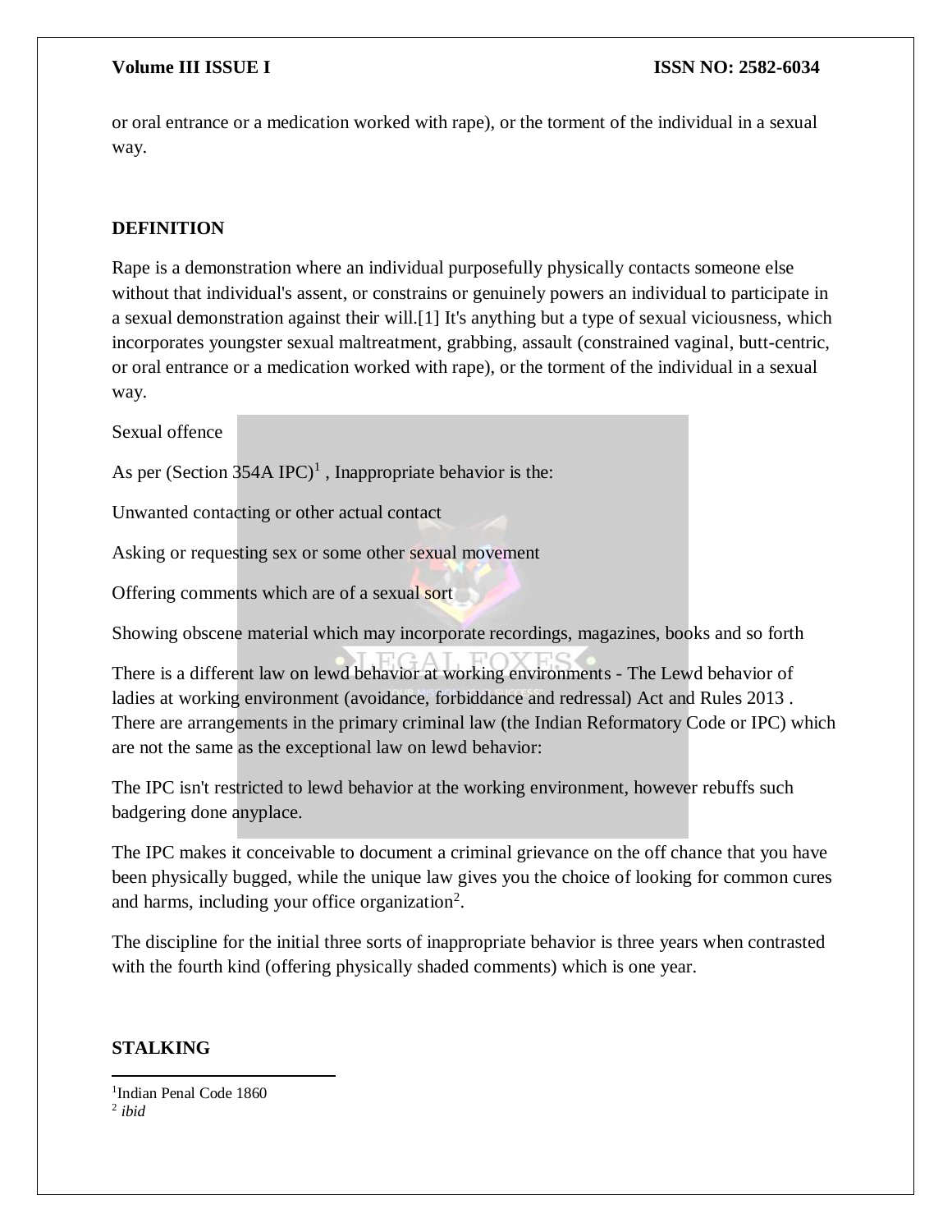or oral entrance or a medication worked with rape), or the torment of the individual in a sexual way.

## DEFINITION

Rape is a demonstration where an individual purposefully physically contacts someone else without that individual's assent, or constrains or genuinely powers an individual to participate in a sexual demonstration against their will.[1] It's anything but a type of sexual viciousness, which incorporates youngster sexual maltreatment, grabbing, assault (constrained vaginal, butt-centric, or oral entrance or a medication worked with rape), or the torment of the individual in a sexual way.

Sexual offence

As per (Section 354A IPC)[1] , Inappropriate behavior is the:

Unwanted contacting or other actual contact

Asking or requesting sex or some other sexual movement

Offering comments which are of a sexual sort

Showing obscene material which may incorporate recordings, magazines, books and so forth

There is a different law on lewd behavior at working environments - The Lewd behavior of ladies at working environment (avoidance, forbiddance and redressal) Act and Rules 2013 . There are arrangements in the primary criminal law (the Indian Reformatory Code or IPC) which are not the same as the exceptional law on lewd behavior:

The IPC isn't restricted to lewd behavior at the working environment, however rebuffs such badgering done anyplace.

The IPC makes it conceivable to document a criminal grievance on the off chance that you have been physically bugged, while the unique law gives you the choice of looking for common cures and harms, including your office organization[2].

The discipline for the initial three sorts of inappropriate behavior is three years when contrasted with the fourth kind (offering physically shaded comments) which is one year.

## STALKING

---

[1]Indian Penal Code 1860

[2] *ibid*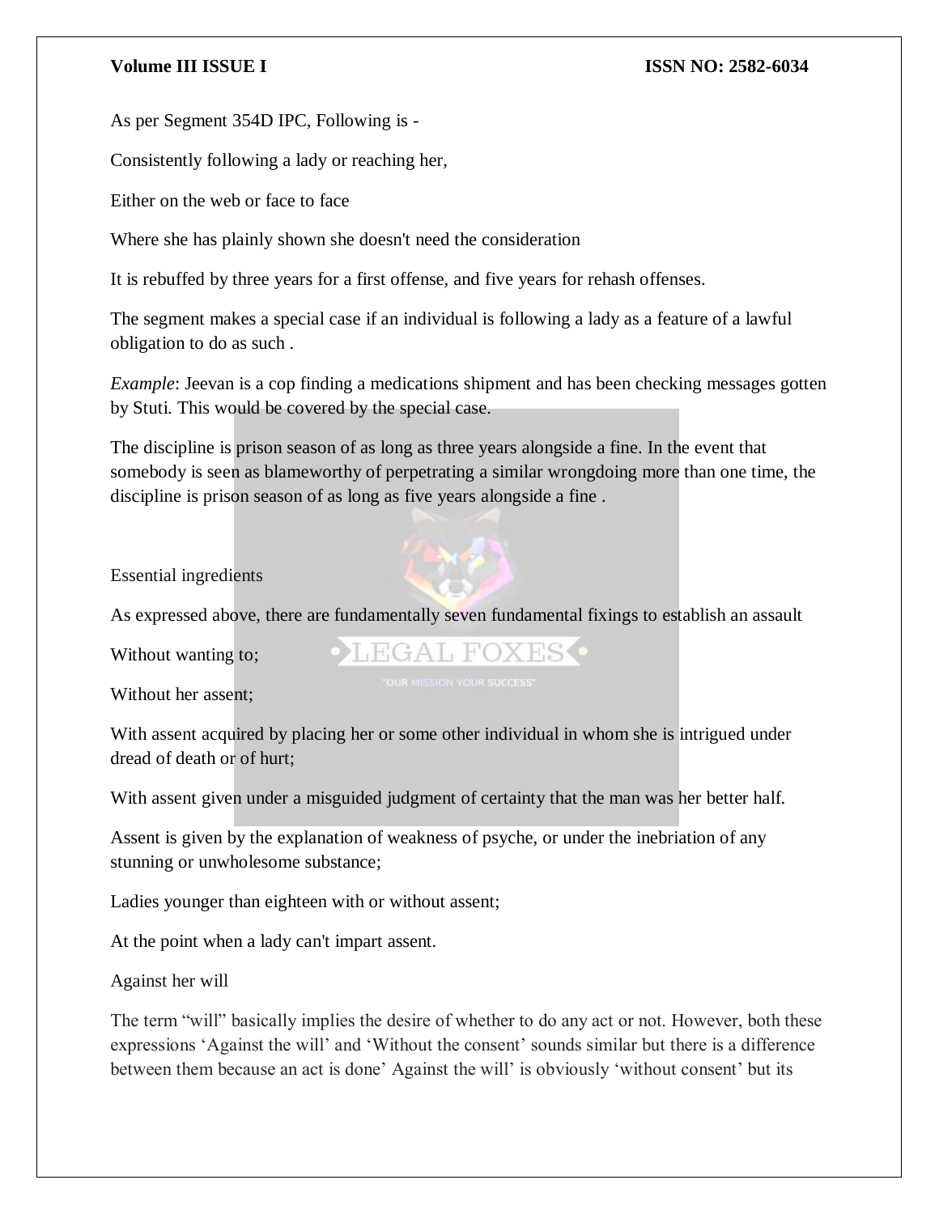As per Segment 354D IPC, Following is -

Consistently following a lady or reaching her,

Either on the web or face to face

Where she has plainly shown she doesn't need the consideration

It is rebuffed by three years for a first offense, and five years for rehash offenses.

The segment makes a special case if an individual is following a lady as a feature of a lawful obligation to do as such .

*Example*: Jeevan is a cop finding a medications shipment and has been checking messages gotten by Stuti. This would be covered by the special case.

The discipline is prison season of as long as three years alongside a fine. In the event that somebody is seen as blameworthy of perpetrating a similar wrongdoing more than one time, the discipline is prison season of as long as five years alongside a fine .

Essential ingredients

As expressed above, there are fundamentally seven fundamental fixings to establish an assault

Without wanting to;

Without her assent;

With assent acquired by placing her or some other individual in whom she is intrigued under dread of death or of hurt;

With assent given under a misguided judgment of certainty that the man was her better half.

Assent is given by the explanation of weakness of psyche, or under the inebriation of any stunning or unwholesome substance;

Ladies younger than eighteen with or without assent;

At the point when a lady can't impart assent.

Against her will

The term “will” basically implies the desire of whether to do any act or not. However, both these expressions ‘Against the will’ and ‘Without the consent’ sounds similar but there is a difference between them because an act is done’ Against the will’ is obviously ‘without consent’ but its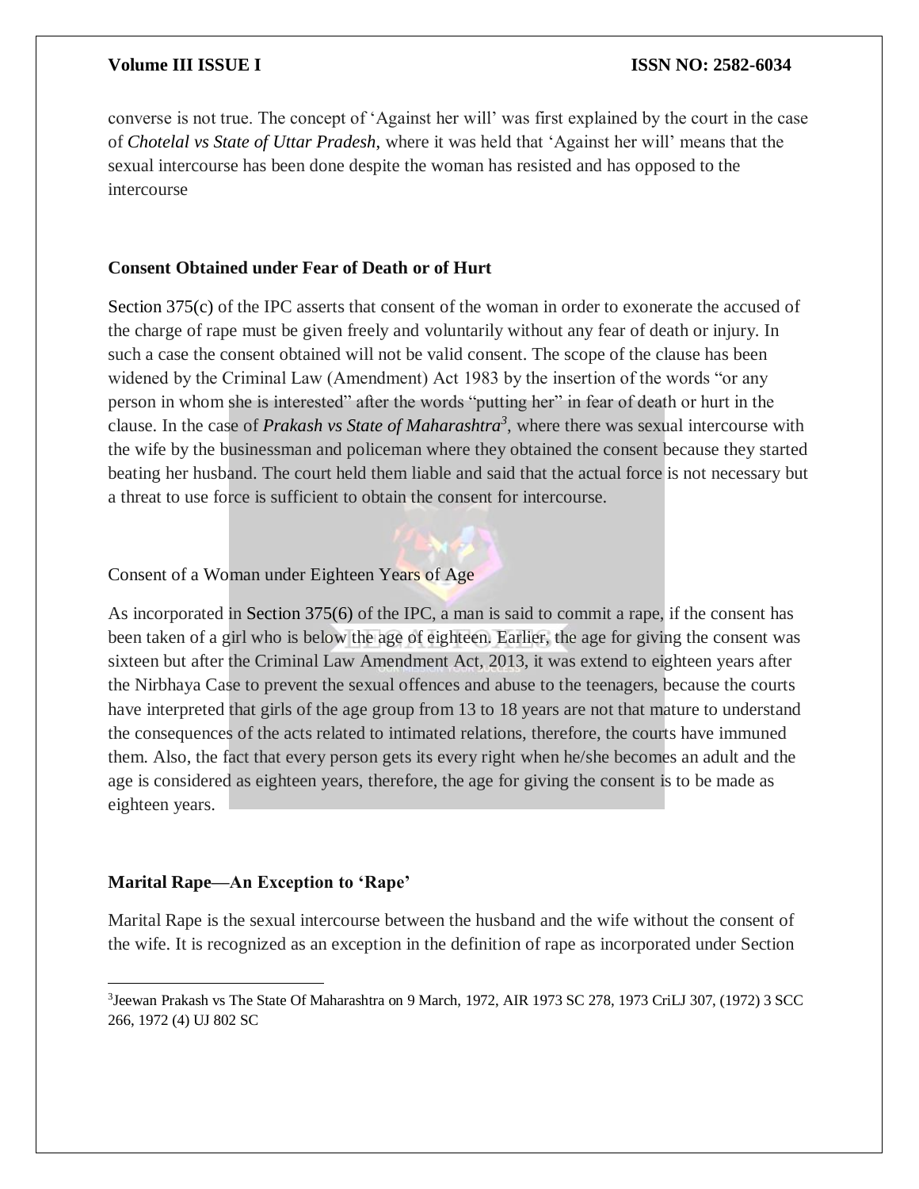converse is not true. The concept of 'Against her will' was first explained by the court in the case of *Chotelal vs State of Uttar Pradesh*, where it was held that 'Against her will' means that the sexual intercourse has been done despite the woman has resisted and has opposed to the intercourse

**Consent Obtained under Fear of Death or of Hurt**

Section 375(c) of the IPC asserts that consent of the woman in order to exonerate the accused of the charge of rape must be given freely and voluntarily without any fear of death or injury. In such a case the consent obtained will not be valid consent. The scope of the clause has been widened by the Criminal Law (Amendment) Act 1983 by the insertion of the words "or any person in whom she is interested" after the words "putting her" in fear of death or hurt in the clause. In the case of ***Prakash vs State of Maharashtra***[3], where there was sexual intercourse with the wife by the businessman and policeman where they obtained the consent because they started beating her husband. The court held them liable and said that the actual force is not necessary but a threat to use force is sufficient to obtain the consent for intercourse.

Consent of a Woman under Eighteen Years of Age

As incorporated in Section 375(6) of the IPC, a man is said to commit a rape, if the consent has been taken of a girl who is below the age of eighteen. Earlier, the age for giving the consent was sixteen but after the Criminal Law Amendment Act, 2013, it was extend to eighteen years after the Nirbhaya Case to prevent the sexual offences and abuse to the teenagers, because the courts have interpreted that girls of the age group from 13 to 18 years are not that mature to understand the consequences of the acts related to intimated relations, therefore, the courts have immuned them. Also, the fact that every person gets its every right when he/she becomes an adult and the age is considered as eighteen years, therefore, the age for giving the consent is to be made as eighteen years.

**Marital Rape—An Exception to 'Rape'**

Marital Rape is the sexual intercourse between the husband and the wife without the consent of the wife. It is recognized as an exception in the definition of rape as incorporated under Section

---

[3] Jeewan Prakash vs The State Of Maharashtra on 9 March, 1972, AIR 1973 SC 278, 1973 CriLJ 307, (1972) 3 SCC 266, 1972 (4) UJ 802 SC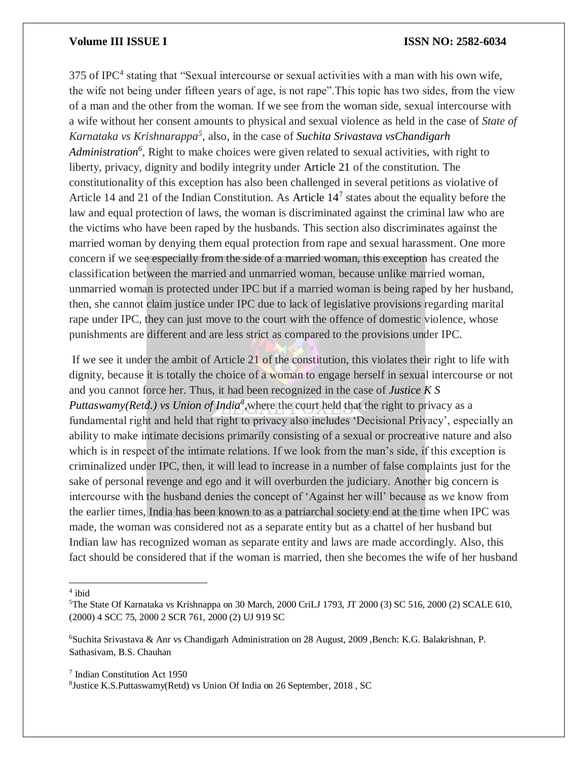375 of IPC[4] stating that "Sexual intercourse or sexual activities with a man with his own wife, the wife not being under fifteen years of age, is not rape".This topic has two sides, from the view of a man and the other from the woman. If we see from the woman side, sexual intercourse with a wife without her consent amounts to physical and sexual violence as held in the case of *State of Karnataka vs Krishnarappa*[5], also, in the case of ***Suchita Srivastava vsChandigarh Administration***[6], Right to make choices were given related to sexual activities, with right to liberty, privacy, dignity and bodily integrity under Article 21 of the constitution. The constitutionality of this exception has also been challenged in several petitions as violative of Article 14 and 21 of the Indian Constitution. As Article 14[7] states about the equality before the law and equal protection of laws, the woman is discriminated against the criminal law who are the victims who have been raped by the husbands. This section also discriminates against the married woman by denying them equal protection from rape and sexual harassment. One more concern if we see especially from the side of a married woman, this exception has created the classification between the married and unmarried woman, because unlike married woman, unmarried woman is protected under IPC but if a married woman is being raped by her husband, then, she cannot claim justice under IPC due to lack of legislative provisions regarding marital rape under IPC, they can just move to the court with the offence of domestic violence, whose punishments are different and are less strict as compared to the provisions under IPC.

If we see it under the ambit of Article 21 of the constitution, this violates their right to life with dignity, because it is totally the choice of a woman to engage herself in sexual intercourse or not and you cannot force her. Thus, it had been recognized in the case of ***Justice K S Puttaswamy(Retd.) vs Union of India***[8],where the court held that the right to privacy as a fundamental right and held that right to privacy also includes 'Decisional Privacy', especially an ability to make intimate decisions primarily consisting of a sexual or procreative nature and also which is in respect of the intimate relations. If we look from the man's side, if this exception is criminalized under IPC, then, it will lead to increase in a number of false complaints just for the sake of personal revenge and ego and it will overburden the judiciary. Another big concern is intercourse with the husband denies the concept of 'Against her will' because as we know from the earlier times, India has been known to as a patriarchal society end at the time when IPC was made, the woman was considered not as a separate entity but as a chattel of her husband but Indian law has recognized woman as separate entity and laws are made accordingly. Also, this fact should be considered that if the woman is married, then she becomes the wife of her husband

---

[4] ibid

[5] The State Of Karnataka vs Krishnappa on 30 March, 2000 CriLJ 1793, JT 2000 (3) SC 516, 2000 (2) SCALE 610, (2000) 4 SCC 75, 2000 2 SCR 761, 2000 (2) UJ 919 SC

[6] Suchita Srivastava & Anr vs Chandigarh Administration on 28 August, 2009 ,Bench: K.G. Balakrishnan, P. Sathasivam, B.S. Chauhan

[7] Indian Constitution Act 1950

[8] Justice K.S.Puttaswamy(Retd) vs Union Of India on 26 September, 2018 , SC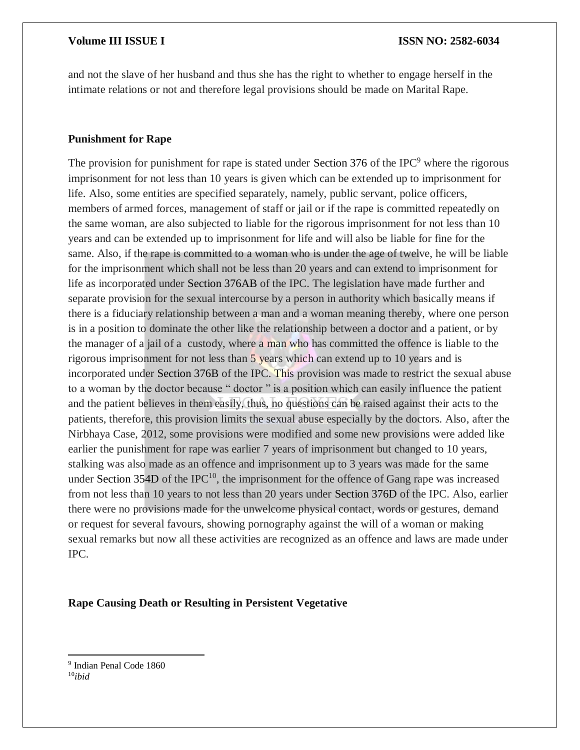and not the slave of her husband and thus she has the right to whether to engage herself in the intimate relations or not and therefore legal provisions should be made on Marital Rape.

## Punishment for Rape

The provision for punishment for rape is stated under Section 376 of the IPC[9] where the rigorous imprisonment for not less than 10 years is given which can be extended up to imprisonment for life. Also, some entities are specified separately, namely, public servant, police officers, members of armed forces, management of staff or jail or if the rape is committed repeatedly on the same woman, are also subjected to liable for the rigorous imprisonment for not less than 10 years and can be extended up to imprisonment for life and will also be liable for fine for the same. Also, if the rape is committed to a woman who is under the age of twelve, he will be liable for the imprisonment which shall not be less than 20 years and can extend to imprisonment for life as incorporated under Section 376AB of the IPC. The legislation have made further and separate provision for the sexual intercourse by a person in authority which basically means if there is a fiduciary relationship between a man and a woman meaning thereby, where one person is in a position to dominate the other like the relationship between a doctor and a patient, or by the manager of a jail of a custody, where a man who has committed the offence is liable to the rigorous imprisonment for not less than 5 years which can extend up to 10 years and is incorporated under Section 376B of the IPC. This provision was made to restrict the sexual abuse to a woman by the doctor because " doctor " is a position which can easily influence the patient and the patient believes in them easily, thus, no questions can be raised against their acts to the patients, therefore, this provision limits the sexual abuse especially by the doctors. Also, after the Nirbhaya Case, 2012, some provisions were modified and some new provisions were added like earlier the punishment for rape was earlier 7 years of imprisonment but changed to 10 years, stalking was also made as an offence and imprisonment up to 3 years was made for the same under Section 354D of the IPC[10], the imprisonment for the offence of Gang rape was increased from not less than 10 years to not less than 20 years under Section 376D of the IPC. Also, earlier there were no provisions made for the unwelcome physical contact, words or gestures, demand or request for several favours, showing pornography against the will of a woman or making sexual remarks but now all these activities are recognized as an offence and laws are made under IPC.

## Rape Causing Death or Resulting in Persistent Vegetative

---

[9] Indian Penal Code 1860

[10] *ibid*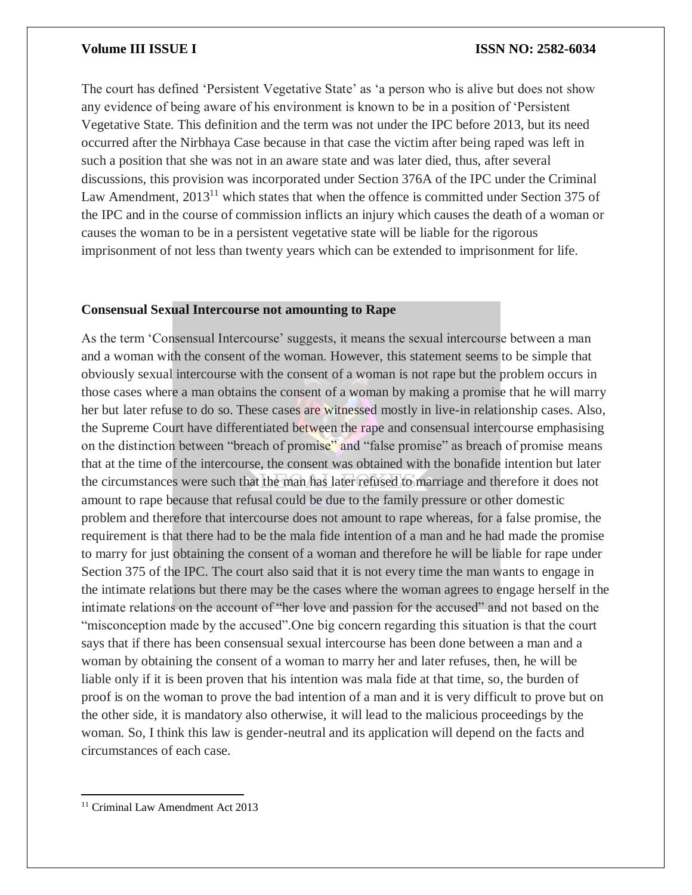The court has defined 'Persistent Vegetative State' as 'a person who is alive but does not show any evidence of being aware of his environment is known to be in a position of 'Persistent Vegetative State. This definition and the term was not under the IPC before 2013, but its need occurred after the Nirbhaya Case because in that case the victim after being raped was left in such a position that she was not in an aware state and was later died, thus, after several discussions, this provision was incorporated under Section 376A of the IPC under the Criminal Law Amendment, 2013[11] which states that when the offence is committed under Section 375 of the IPC and in the course of commission inflicts an injury which causes the death of a woman or causes the woman to be in a persistent vegetative state will be liable for the rigorous imprisonment of not less than twenty years which can be extended to imprisonment for life.

**Consensual Sexual Intercourse not amounting to Rape**

As the term 'Consensual Intercourse' suggests, it means the sexual intercourse between a man and a woman with the consent of the woman. However, this statement seems to be simple that obviously sexual intercourse with the consent of a woman is not rape but the problem occurs in those cases where a man obtains the consent of a woman by making a promise that he will marry her but later refuse to do so. These cases are witnessed mostly in live-in relationship cases. Also, the Supreme Court have differentiated between the rape and consensual intercourse emphasising on the distinction between "breach of promise" and "false promise" as breach of promise means that at the time of the intercourse, the consent was obtained with the bonafide intention but later the circumstances were such that the man has later refused to marriage and therefore it does not amount to rape because that refusal could be due to the family pressure or other domestic problem and therefore that intercourse does not amount to rape whereas, for a false promise, the requirement is that there had to be the mala fide intention of a man and he had made the promise to marry for just obtaining the consent of a woman and therefore he will be liable for rape under Section 375 of the IPC. The court also said that it is not every time the man wants to engage in the intimate relations but there may be the cases where the woman agrees to engage herself in the intimate relations on the account of "her love and passion for the accused" and not based on the "misconception made by the accused".One big concern regarding this situation is that the court says that if there has been consensual sexual intercourse has been done between a man and a woman by obtaining the consent of a woman to marry her and later refuses, then, he will be liable only if it is been proven that his intention was mala fide at that time, so, the burden of proof is on the woman to prove the bad intention of a man and it is very difficult to prove but on the other side, it is mandatory also otherwise, it will lead to the malicious proceedings by the woman. So, I think this law is gender-neutral and its application will depend on the facts and circumstances of each case.

[11] Criminal Law Amendment Act 2013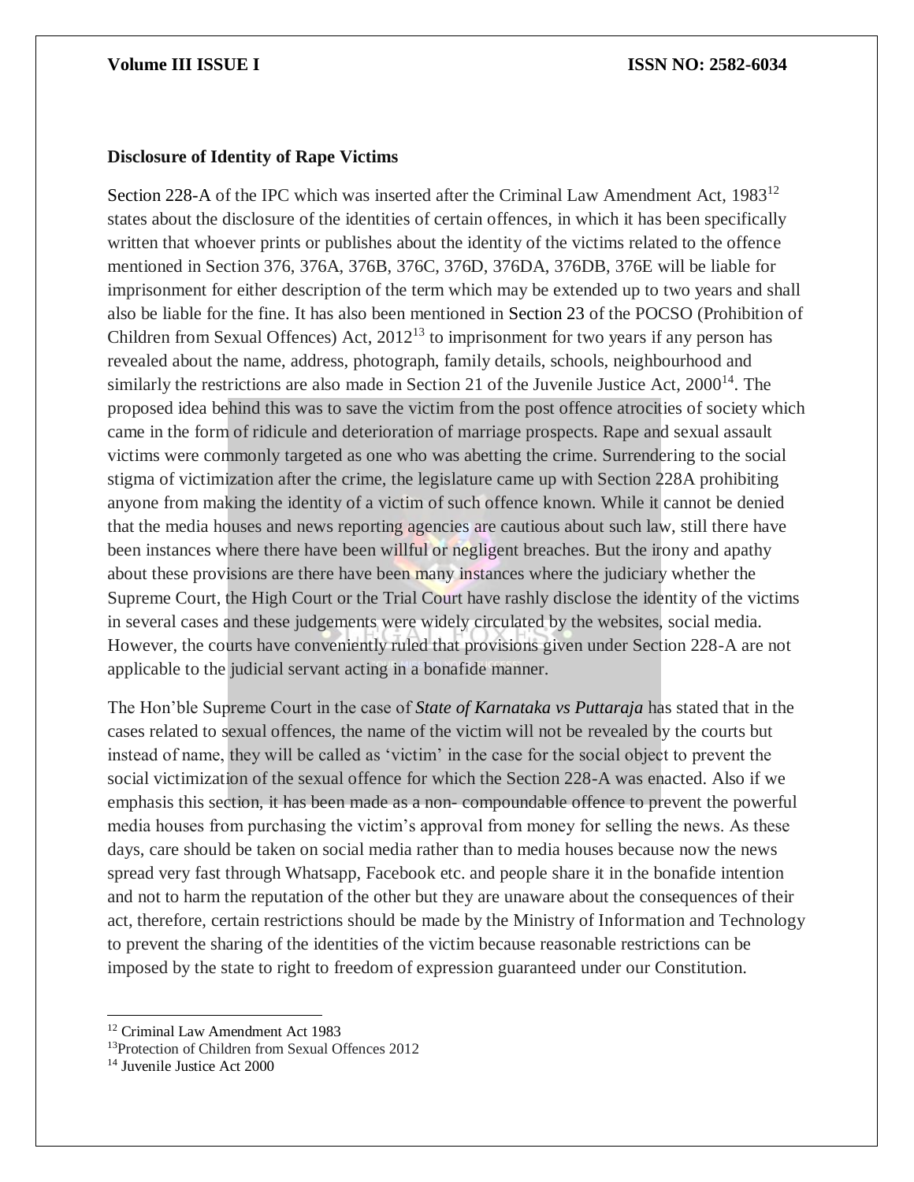**Disclosure of Identity of Rape Victims**

Section 228-A of the IPC which was inserted after the Criminal Law Amendment Act, 1983[12] states about the disclosure of the identities of certain offences, in which it has been specifically written that whoever prints or publishes about the identity of the victims related to the offence mentioned in Section 376, 376A, 376B, 376C, 376D, 376DA, 376DB, 376E will be liable for imprisonment for either description of the term which may be extended up to two years and shall also be liable for the fine. It has also been mentioned in Section 23 of the POCSO (Prohibition of Children from Sexual Offences) Act, 2012[13] to imprisonment for two years if any person has revealed about the name, address, photograph, family details, schools, neighbourhood and similarly the restrictions are also made in Section 21 of the Juvenile Justice Act, 2000[14]. The proposed idea behind this was to save the victim from the post offence atrocities of society which came in the form of ridicule and deterioration of marriage prospects. Rape and sexual assault victims were commonly targeted as one who was abetting the crime. Surrendering to the social stigma of victimization after the crime, the legislature came up with Section 228A prohibiting anyone from making the identity of a victim of such offence known. While it cannot be denied that the media houses and news reporting agencies are cautious about such law, still there have been instances where there have been willful or negligent breaches. But the irony and apathy about these provisions are there have been many instances where the judiciary whether the Supreme Court, the High Court or the Trial Court have rashly disclose the identity of the victims in several cases and these judgements were widely circulated by the websites, social media. However, the courts have conveniently ruled that provisions given under Section 228-A are not applicable to the judicial servant acting in a bonafide manner.

The Hon'ble Supreme Court in the case of ***State of Karnataka vs Puttaraja*** has stated that in the cases related to sexual offences, the name of the victim will not be revealed by the courts but instead of name, they will be called as 'victim' in the case for the social object to prevent the social victimization of the sexual offence for which the Section 228-A was enacted. Also if we emphasis this section, it has been made as a non- compoundable offence to prevent the powerful media houses from purchasing the victim's approval from money for selling the news. As these days, care should be taken on social media rather than to media houses because now the news spread very fast through Whatsapp, Facebook etc. and people share it in the bonafide intention and not to harm the reputation of the other but they are unaware about the consequences of their act, therefore, certain restrictions should be made by the Ministry of Information and Technology to prevent the sharing of the identities of the victim because reasonable restrictions can be imposed by the state to right to freedom of expression guaranteed under our Constitution.

---

[12] Criminal Law Amendment Act 1983

[13] Protection of Children from Sexual Offences 2012

[14] Juvenile Justice Act 2000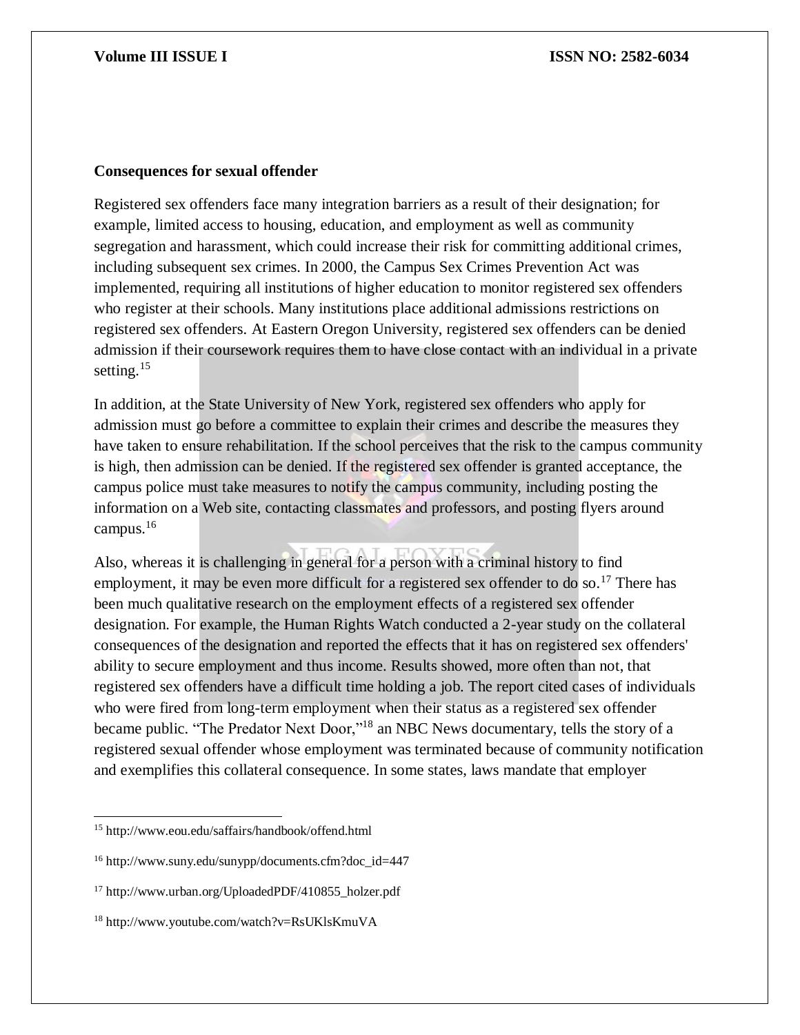**Consequences for sexual offender**

Registered sex offenders face many integration barriers as a result of their designation; for example, limited access to housing, education, and employment as well as community segregation and harassment, which could increase their risk for committing additional crimes, including subsequent sex crimes. In 2000, the Campus Sex Crimes Prevention Act was implemented, requiring all institutions of higher education to monitor registered sex offenders who register at their schools. Many institutions place additional admissions restrictions on registered sex offenders. At Eastern Oregon University, registered sex offenders can be denied admission if their coursework requires them to have close contact with an individual in a private setting.[15]

In addition, at the State University of New York, registered sex offenders who apply for admission must go before a committee to explain their crimes and describe the measures they have taken to ensure rehabilitation. If the school perceives that the risk to the campus community is high, then admission can be denied. If the registered sex offender is granted acceptance, the campus police must take measures to notify the campus community, including posting the information on a Web site, contacting classmates and professors, and posting flyers around campus.[16]

Also, whereas it is challenging in general for a person with a criminal history to find employment, it may be even more difficult for a registered sex offender to do so.[17] There has been much qualitative research on the employment effects of a registered sex offender designation. For example, the Human Rights Watch conducted a 2-year study on the collateral consequences of the designation and reported the effects that it has on registered sex offenders' ability to secure employment and thus income. Results showed, more often than not, that registered sex offenders have a difficult time holding a job. The report cited cases of individuals who were fired from long-term employment when their status as a registered sex offender became public. "The Predator Next Door,"[18] an NBC News documentary, tells the story of a registered sexual offender whose employment was terminated because of community notification and exemplifies this collateral consequence. In some states, laws mandate that employer

---

[15] http://www.eou.edu/saffairs/handbook/offend.html

[16] http://www.suny.edu/sunypp/documents.cfm?doc_id=447

[17] http://www.urban.org/UploadedPDF/410855_holzer.pdf

[18] http://www.youtube.com/watch?v=RsUKlsKmuVA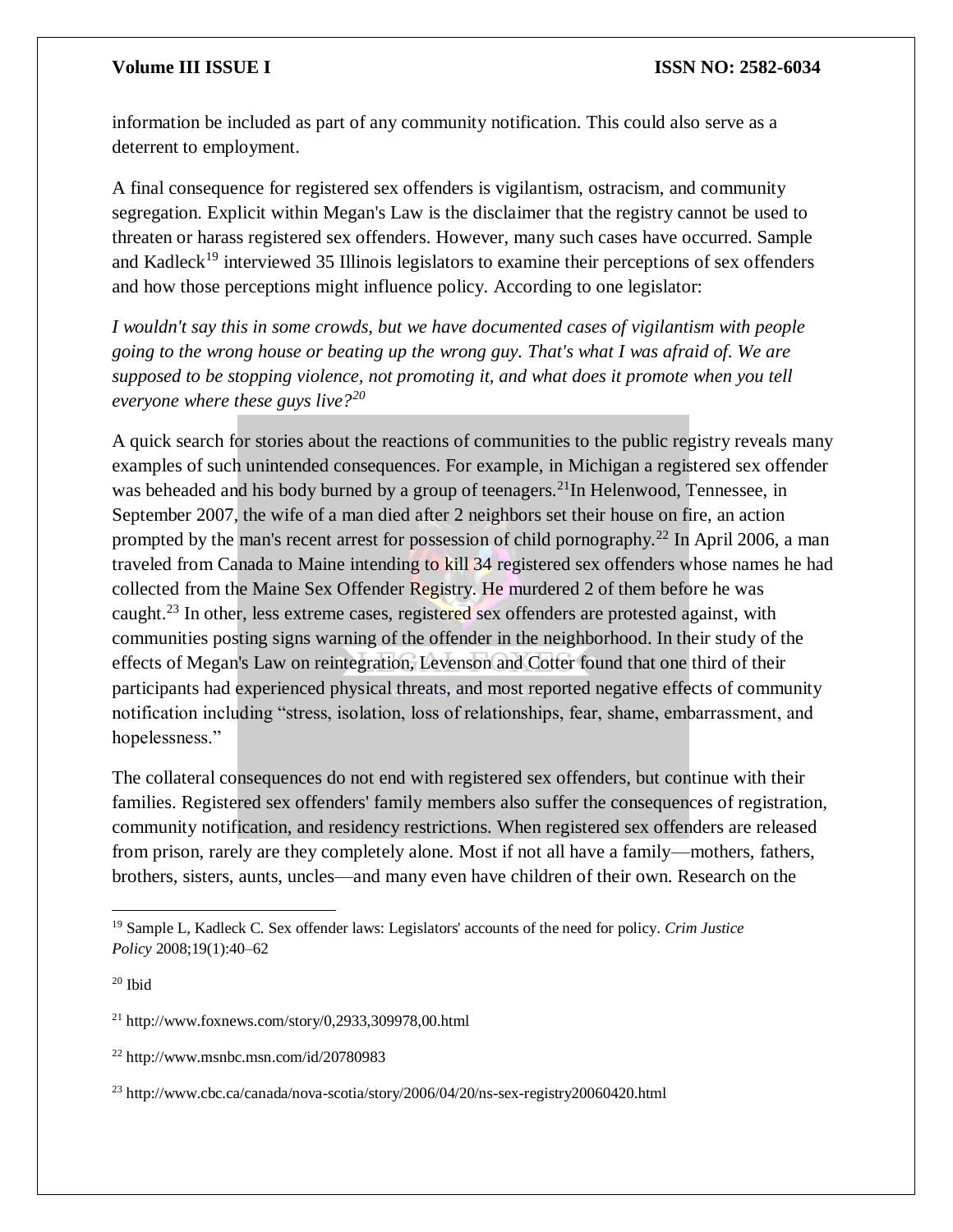information be included as part of any community notification. This could also serve as a deterrent to employment.

A final consequence for registered sex offenders is vigilantism, ostracism, and community segregation. Explicit within Megan's Law is the disclaimer that the registry cannot be used to threaten or harass registered sex offenders. However, many such cases have occurred. Sample and Kadleck[19] interviewed 35 Illinois legislators to examine their perceptions of sex offenders and how those perceptions might influence policy. According to one legislator:

*I wouldn't say this in some crowds, but we have documented cases of vigilantism with people going to the wrong house or beating up the wrong guy. That's what I was afraid of. We are supposed to be stopping violence, not promoting it, and what does it promote when you tell everyone where these guys live?*[20]

A quick search for stories about the reactions of communities to the public registry reveals many examples of such unintended consequences. For example, in Michigan a registered sex offender was beheaded and his body burned by a group of teenagers.[21] In Helenwood, Tennessee, in September 2007, the wife of a man died after 2 neighbors set their house on fire, an action prompted by the man's recent arrest for possession of child pornography.[22] In April 2006, a man traveled from Canada to Maine intending to kill 34 registered sex offenders whose names he had collected from the Maine Sex Offender Registry. He murdered 2 of them before he was caught.[23] In other, less extreme cases, registered sex offenders are protested against, with communities posting signs warning of the offender in the neighborhood. In their study of the effects of Megan's Law on reintegration, Levenson and Cotter found that one third of their participants had experienced physical threats, and most reported negative effects of community notification including "stress, isolation, loss of relationships, fear, shame, embarrassment, and hopelessness."

The collateral consequences do not end with registered sex offenders, but continue with their families. Registered sex offenders' family members also suffer the consequences of registration, community notification, and residency restrictions. When registered sex offenders are released from prison, rarely are they completely alone. Most if not all have a family—mothers, fathers, brothers, sisters, aunts, uncles—and many even have children of their own. Research on the

---

[19] Sample L, Kadleck C. Sex offender laws: Legislators' accounts of the need for policy. *Crim Justice Policy* 2008;19(1):40–62

[20] Ibid

[21] http://www.foxnews.com/story/0,2933,309978,00.html

[22] http://www.msnbc.msn.com/id/20780983

[23] http://www.cbc.ca/canada/nova-scotia/story/2006/04/20/ns-sex-registry20060420.html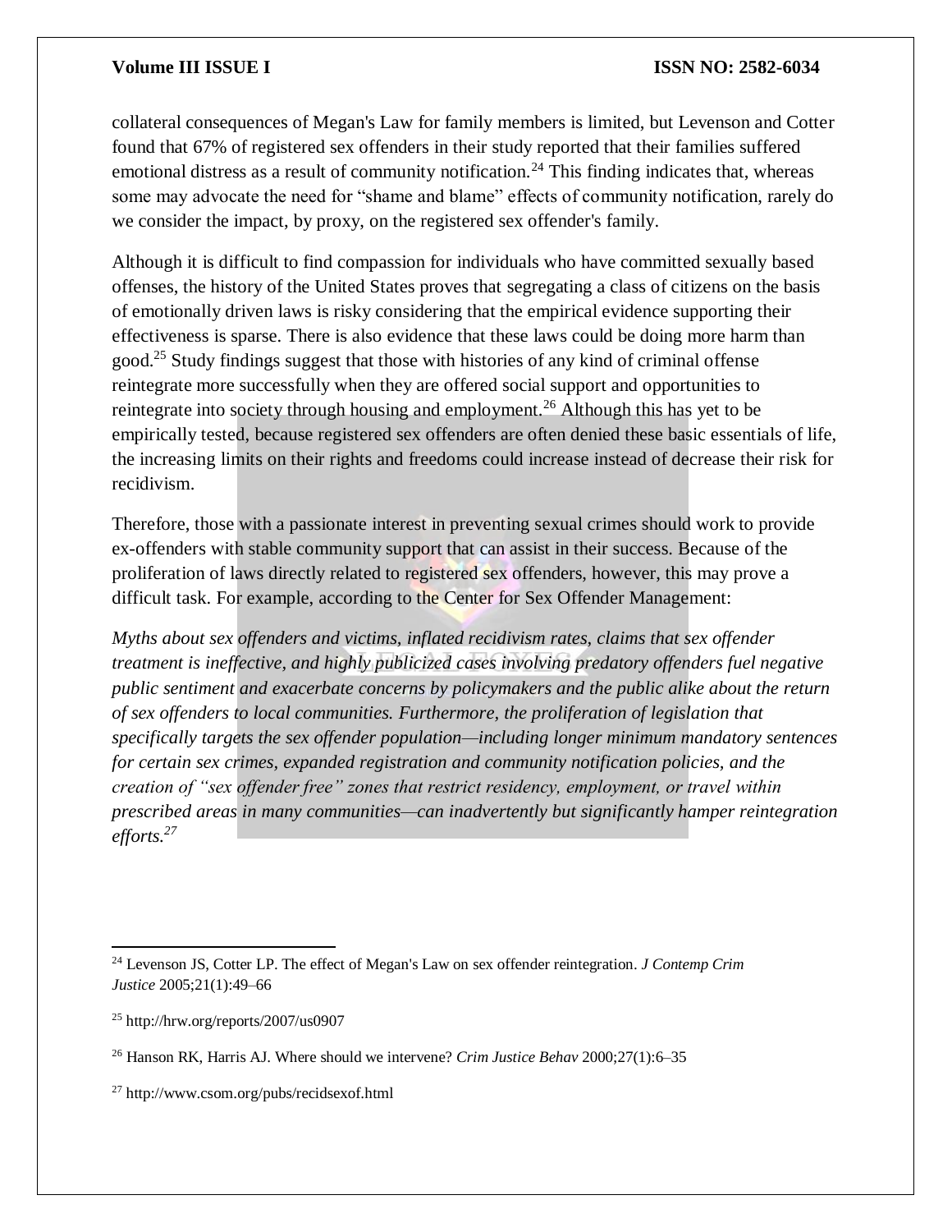collateral consequences of Megan's Law for family members is limited, but Levenson and Cotter found that 67% of registered sex offenders in their study reported that their families suffered emotional distress as a result of community notification.[24] This finding indicates that, whereas some may advocate the need for "shame and blame" effects of community notification, rarely do we consider the impact, by proxy, on the registered sex offender's family.

Although it is difficult to find compassion for individuals who have committed sexually based offenses, the history of the United States proves that segregating a class of citizens on the basis of emotionally driven laws is risky considering that the empirical evidence supporting their effectiveness is sparse. There is also evidence that these laws could be doing more harm than good.[25] Study findings suggest that those with histories of any kind of criminal offense reintegrate more successfully when they are offered social support and opportunities to reintegrate into society through housing and employment.[26] Although this has yet to be empirically tested, because registered sex offenders are often denied these basic essentials of life, the increasing limits on their rights and freedoms could increase instead of decrease their risk for recidivism.

Therefore, those with a passionate interest in preventing sexual crimes should work to provide ex-offenders with stable community support that can assist in their success. Because of the proliferation of laws directly related to registered sex offenders, however, this may prove a difficult task. For example, according to the Center for Sex Offender Management:

*Myths about sex offenders and victims, inflated recidivism rates, claims that sex offender treatment is ineffective, and highly publicized cases involving predatory offenders fuel negative public sentiment and exacerbate concerns by policymakers and the public alike about the return of sex offenders to local communities. Furthermore, the proliferation of legislation that specifically targets the sex offender population—including longer minimum mandatory sentences for certain sex crimes, expanded registration and community notification policies, and the creation of "sex offender free" zones that restrict residency, employment, or travel within prescribed areas in many communities—can inadvertently but significantly hamper reintegration efforts.*[27]

---

[24] Levenson JS, Cotter LP. The effect of Megan's Law on sex offender reintegration. *J Contemp Crim Justice* 2005;21(1):49–66

[25] http://hrw.org/reports/2007/us0907

[26] Hanson RK, Harris AJ. Where should we intervene? *Crim Justice Behav* 2000;27(1):6–35

[27] http://www.csom.org/pubs/recidsexof.html